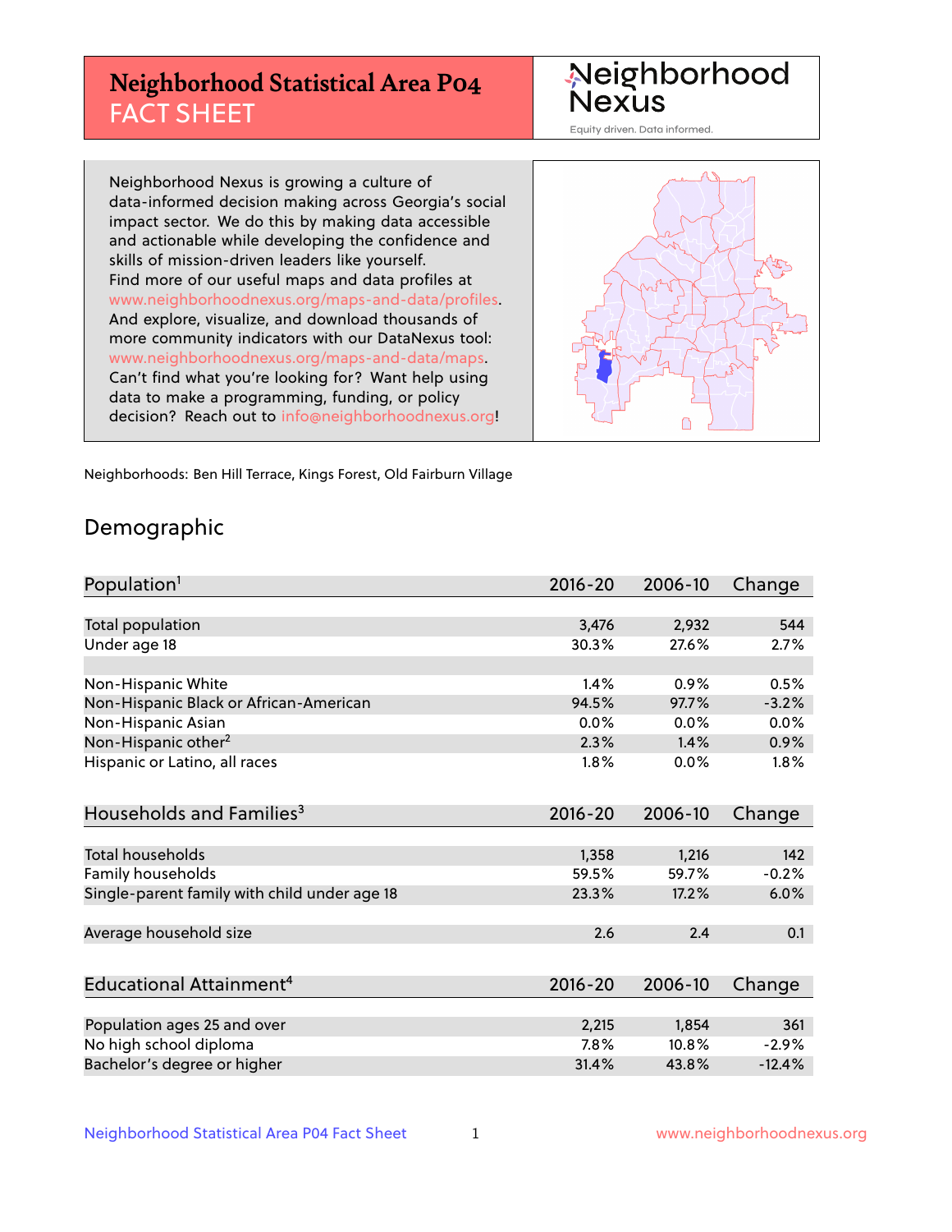# Neighborhood Statistical Area P04 FACT SHEET

Neighborhood Nexus

Equity driven. Data informed.

Neighborhood Nexus is growing a culture of data-informed decision making across Georgia's social impact sector. We do this by making data accessible and actionable while developing the confidence and skills of mission-driven leaders like yourself. Find more of our useful maps and data profiles at www.neighborhoodnexus.org/maps-and-data/profiles. And explore, visualize, and download thousands of more community indicators with our DataNexus tool: www.neighborhoodnexus.org/maps-and-data/maps. Can't find what you're looking for? Want help using data to make a programming, funding, or policy decision? Reach out to info@neighborhoodnexus.org!

Neighborhoods: Ben Hill Terrace, Kings Forest, Old Fairburn Village

## Demographic

| Population[1] | 2016-20 | 2006-10 | Change |
|---|---|---|---|
| Total population | 3,476 | 2,932 | 544 |
| Under age 18 | 30.3% | 27.6% | 2.7% |
| | | | |
| Non-Hispanic White | 1.4% | 0.9% | 0.5% |
| Non-Hispanic Black or African-American | 94.5% | 97.7% | -3.2% |
| Non-Hispanic Asian | 0.0% | 0.0% | 0.0% |
| Non-Hispanic other[2] | 2.3% | 1.4% | 0.9% |
| Hispanic or Latino, all races | 1.8% | 0.0% | 1.8% |

| Households and Families[3] | 2016-20 | 2006-10 | Change |
|---|---|---|---|
| Total households | 1,358 | 1,216 | 142 |
| Family households | 59.5% | 59.7% | -0.2% |
| Single-parent family with child under age 18 | 23.3% | 17.2% | 6.0% |
| | | | |
| Average household size | 2.6 | 2.4 | 0.1 |

| Educational Attainment[4] | 2016-20 | 2006-10 | Change |
|---|---|---|---|
| Population ages 25 and over | 2,215 | 1,854 | 361 |
| No high school diploma | 7.8% | 10.8% | -2.9% |
| Bachelor's degree or higher | 31.4% | 43.8% | -12.4% |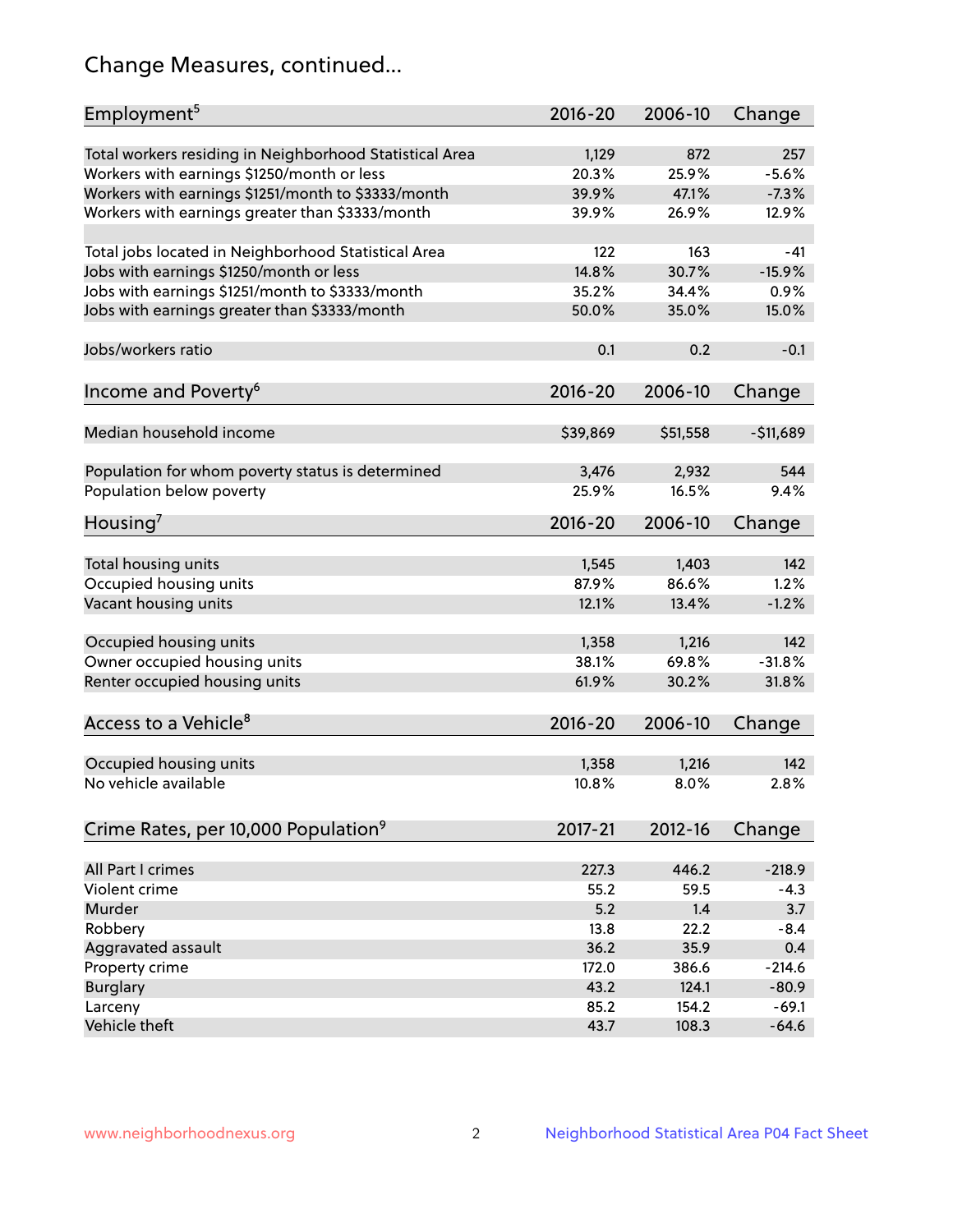# Change Measures, continued...

| Employment[5] | 2016-20 | 2006-10 | Change |
|---|---|---|---|
| Total workers residing in Neighborhood Statistical Area | 1,129 | 872 | 257 |
| Workers with earnings $1250/month or less | 20.3% | 25.9% | -5.6% |
| Workers with earnings $1251/month to $3333/month | 39.9% | 47.1% | -7.3% |
| Workers with earnings greater than $3333/month | 39.9% | 26.9% | 12.9% |
| | | | |
| Total jobs located in Neighborhood Statistical Area | 122 | 163 | -41 |
| Jobs with earnings $1250/month or less | 14.8% | 30.7% | -15.9% |
| Jobs with earnings $1251/month to $3333/month | 35.2% | 34.4% | 0.9% |
| Jobs with earnings greater than $3333/month | 50.0% | 35.0% | 15.0% |
| | | | |
| Jobs/workers ratio | 0.1 | 0.2 | -0.1 |

| Income and Poverty[6] | 2016-20 | 2006-10 | Change |
|---|---|---|---|
| Median household income | $39,869 | $51,558 | -$11,689 |
| | | | |
| Population for whom poverty status is determined | 3,476 | 2,932 | 544 |
| Population below poverty | 25.9% | 16.5% | 9.4% |

| Housing[7] | 2016-20 | 2006-10 | Change |
|---|---|---|---|
| Total housing units | 1,545 | 1,403 | 142 |
| Occupied housing units | 87.9% | 86.6% | 1.2% |
| Vacant housing units | 12.1% | 13.4% | -1.2% |
| | | | |
| Occupied housing units | 1,358 | 1,216 | 142 |
| Owner occupied housing units | 38.1% | 69.8% | -31.8% |
| Renter occupied housing units | 61.9% | 30.2% | 31.8% |

| Access to a Vehicle[8] | 2016-20 | 2006-10 | Change |
|---|---|---|---|
| Occupied housing units | 1,358 | 1,216 | 142 |
| No vehicle available | 10.8% | 8.0% | 2.8% |

| Crime Rates, per 10,000 Population[9] | 2017-21 | 2012-16 | Change |
|---|---|---|---|
| All Part I crimes | 227.3 | 446.2 | -218.9 |
| Violent crime | 55.2 | 59.5 | -4.3 |
| Murder | 5.2 | 1.4 | 3.7 |
| Robbery | 13.8 | 22.2 | -8.4 |
| Aggravated assault | 36.2 | 35.9 | 0.4 |
| Property crime | 172.0 | 386.6 | -214.6 |
| Burglary | 43.2 | 124.1 | -80.9 |
| Larceny | 85.2 | 154.2 | -69.1 |
| Vehicle theft | 43.7 | 108.3 | -64.6 |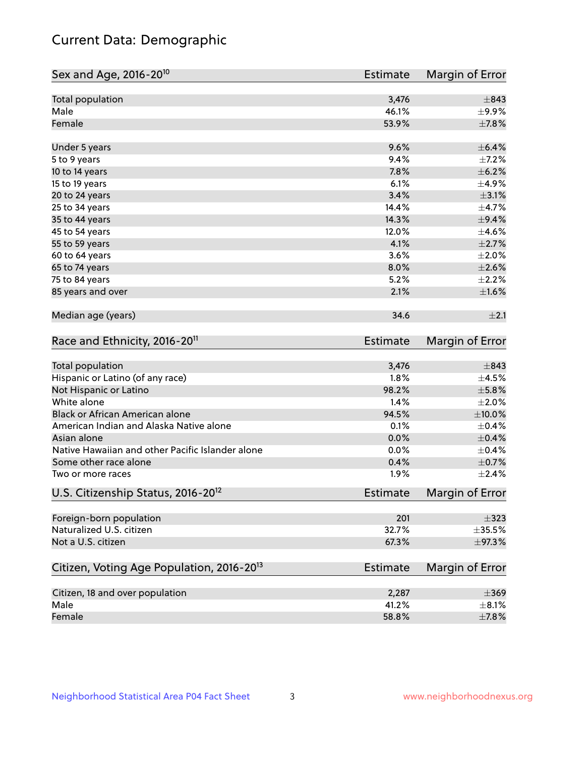# Current Data: Demographic

| Sex and Age, 2016-20[10] | Estimate | Margin of Error |
|---|---|---|
| Total population | 3,476 | ±843 |
| Male | 46.1% | ±9.9% |
| Female | 53.9% | ±7.8% |
| Under 5 years | 9.6% | ±6.4% |
| 5 to 9 years | 9.4% | ±7.2% |
| 10 to 14 years | 7.8% | ±6.2% |
| 15 to 19 years | 6.1% | ±4.9% |
| 20 to 24 years | 3.4% | ±3.1% |
| 25 to 34 years | 14.4% | ±4.7% |
| 35 to 44 years | 14.3% | ±9.4% |
| 45 to 54 years | 12.0% | ±4.6% |
| 55 to 59 years | 4.1% | ±2.7% |
| 60 to 64 years | 3.6% | ±2.0% |
| 65 to 74 years | 8.0% | ±2.6% |
| 75 to 84 years | 5.2% | ±2.2% |
| 85 years and over | 2.1% | ±1.6% |
| Median age (years) | 34.6 | ±2.1 |

| Race and Ethnicity, 2016-20[11] | Estimate | Margin of Error |
|---|---|---|
| Total population | 3,476 | ±843 |
| Hispanic or Latino (of any race) | 1.8% | ±4.5% |
| Not Hispanic or Latino | 98.2% | ±5.8% |
| White alone | 1.4% | ±2.0% |
| Black or African American alone | 94.5% | ±10.0% |
| American Indian and Alaska Native alone | 0.1% | ±0.4% |
| Asian alone | 0.0% | ±0.4% |
| Native Hawaiian and other Pacific Islander alone | 0.0% | ±0.4% |
| Some other race alone | 0.4% | ±0.7% |
| Two or more races | 1.9% | ±2.4% |

| U.S. Citizenship Status, 2016-20[12] | Estimate | Margin of Error |
|---|---|---|
| Foreign-born population | 201 | ±323 |
| Naturalized U.S. citizen | 32.7% | ±35.5% |
| Not a U.S. citizen | 67.3% | ±97.3% |

| Citizen, Voting Age Population, 2016-20[13] | Estimate | Margin of Error |
|---|---|---|
| Citizen, 18 and over population | 2,287 | ±369 |
| Male | 41.2% | ±8.1% |
| Female | 58.8% | ±7.8% |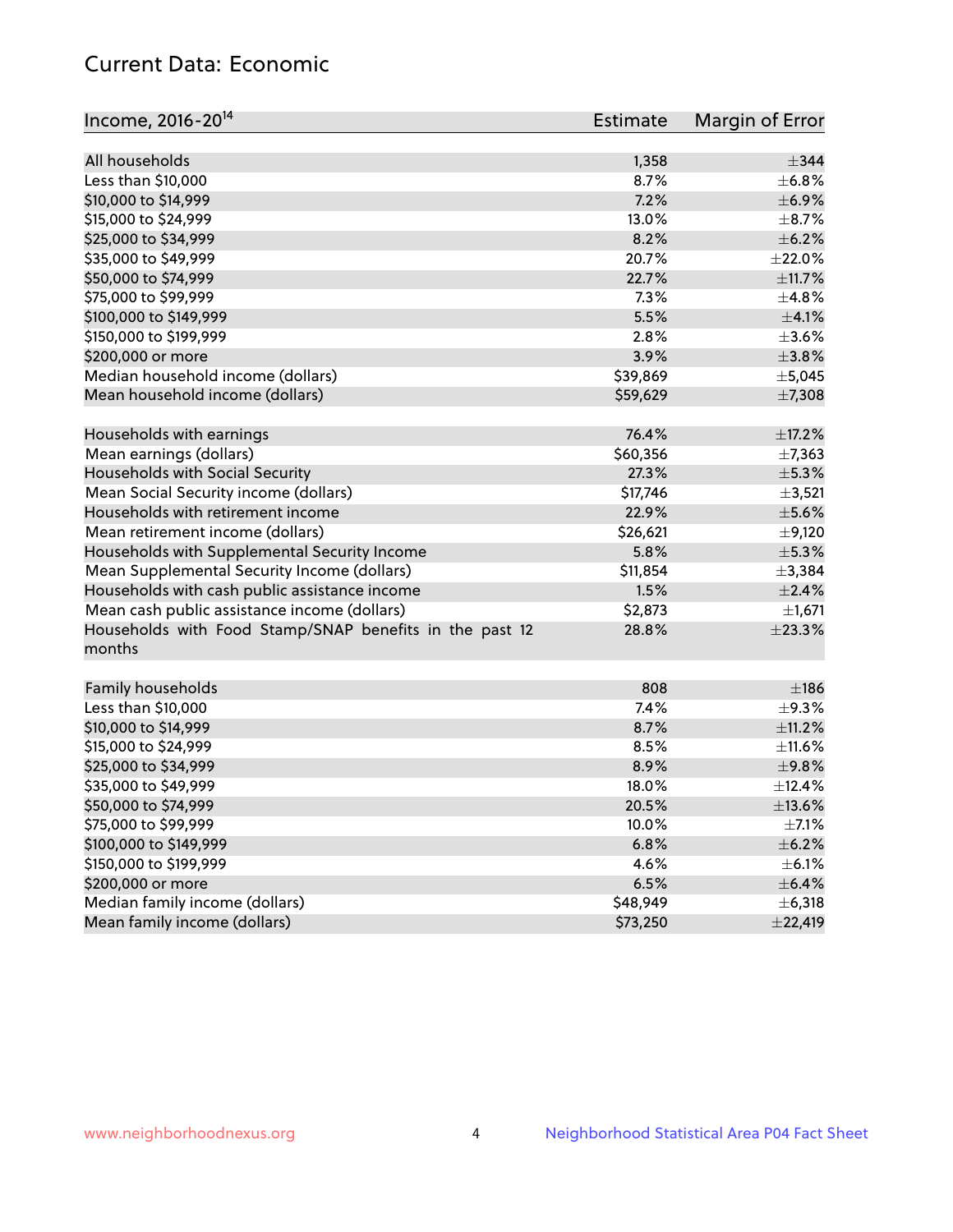## Current Data: Economic

| Income, 2016-20[14] | Estimate | Margin of Error |
|---|---|---|
| All households | 1,358 | ±344 |
| Less than $10,000 | 8.7% | ±6.8% |
| $10,000 to $14,999 | 7.2% | ±6.9% |
| $15,000 to $24,999 | 13.0% | ±8.7% |
| $25,000 to $34,999 | 8.2% | ±6.2% |
| $35,000 to $49,999 | 20.7% | ±22.0% |
| $50,000 to $74,999 | 22.7% | ±11.7% |
| $75,000 to $99,999 | 7.3% | ±4.8% |
| $100,000 to $149,999 | 5.5% | ±4.1% |
| $150,000 to $199,999 | 2.8% | ±3.6% |
| $200,000 or more | 3.9% | ±3.8% |
| Median household income (dollars) | $39,869 | ±5,045 |
| Mean household income (dollars) | $59,629 | ±7,308 |
| | | |
| Households with earnings | 76.4% | ±17.2% |
| Mean earnings (dollars) | $60,356 | ±7,363 |
| Households with Social Security | 27.3% | ±5.3% |
| Mean Social Security income (dollars) | $17,746 | ±3,521 |
| Households with retirement income | 22.9% | ±5.6% |
| Mean retirement income (dollars) | $26,621 | ±9,120 |
| Households with Supplemental Security Income | 5.8% | ±5.3% |
| Mean Supplemental Security Income (dollars) | $11,854 | ±3,384 |
| Households with cash public assistance income | 1.5% | ±2.4% |
| Mean cash public assistance income (dollars) | $2,873 | ±1,671 |
| Households with Food Stamp/SNAP benefits in the past 12 months | 28.8% | ±23.3% |
| | | |
| Family households | 808 | ±186 |
| Less than $10,000 | 7.4% | ±9.3% |
| $10,000 to $14,999 | 8.7% | ±11.2% |
| $15,000 to $24,999 | 8.5% | ±11.6% |
| $25,000 to $34,999 | 8.9% | ±9.8% |
| $35,000 to $49,999 | 18.0% | ±12.4% |
| $50,000 to $74,999 | 20.5% | ±13.6% |
| $75,000 to $99,999 | 10.0% | ±7.1% |
| $100,000 to $149,999 | 6.8% | ±6.2% |
| $150,000 to $199,999 | 4.6% | ±6.1% |
| $200,000 or more | 6.5% | ±6.4% |
| Median family income (dollars) | $48,949 | ±6,318 |
| Mean family income (dollars) | $73,250 | ±22,419 |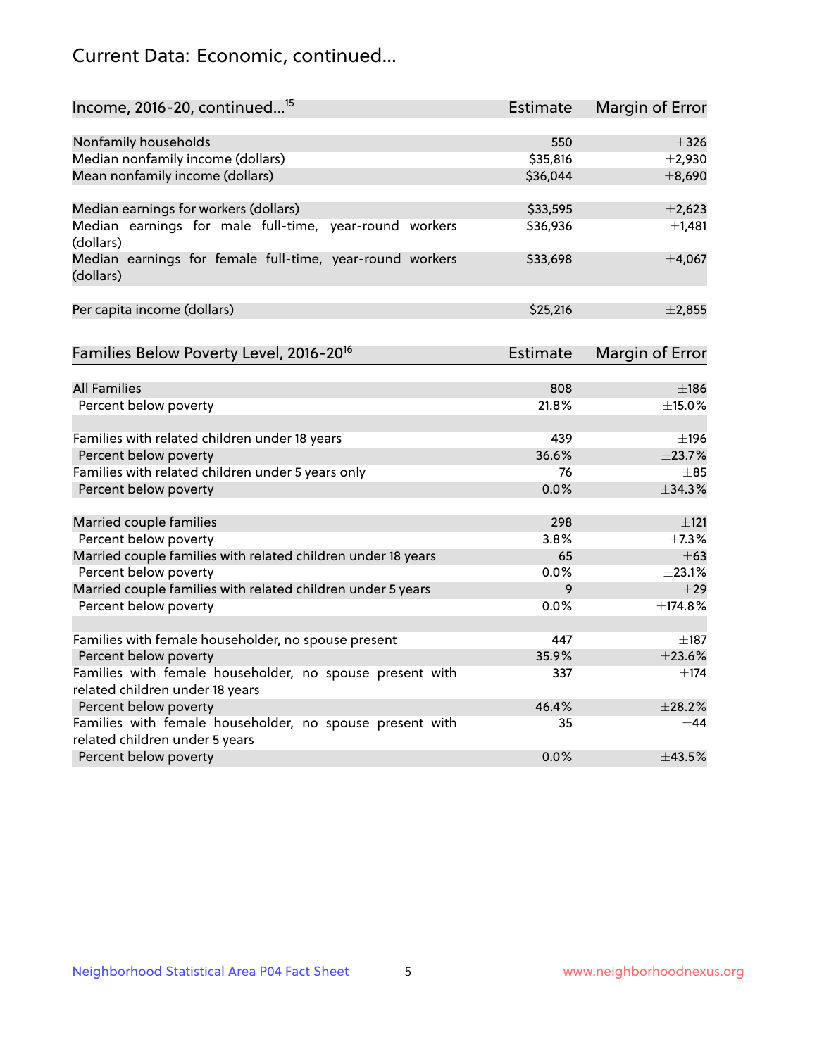# Current Data: Economic, continued...

| Income, 2016-20, continued...[15] | Estimate | Margin of Error |
|---|---|---|
| Nonfamily households | 550 | ±326 |
| Median nonfamily income (dollars) | $35,816 | ±2,930 |
| Mean nonfamily income (dollars) | $36,044 | ±8,690 |
| | | |
| Median earnings for workers (dollars) | $33,595 | ±2,623 |
| Median earnings for male full-time, year-round workers (dollars) | $36,936 | ±1,481 |
| Median earnings for female full-time, year-round workers (dollars) | $33,698 | ±4,067 |
| | | |
| Per capita income (dollars) | $25,216 | ±2,855 |

| Families Below Poverty Level, 2016-20[16] | Estimate | Margin of Error |
|---|---|---|
| All Families | 808 | ±186 |
| Percent below poverty | 21.8% | ±15.0% |
| | | |
| Families with related children under 18 years | 439 | ±196 |
| Percent below poverty | 36.6% | ±23.7% |
| Families with related children under 5 years only | 76 | ±85 |
| Percent below poverty | 0.0% | ±34.3% |
| | | |
| Married couple families | 298 | ±121 |
| Percent below poverty | 3.8% | ±7.3% |
| Married couple families with related children under 18 years | 65 | ±63 |
| Percent below poverty | 0.0% | ±23.1% |
| Married couple families with related children under 5 years | 9 | ±29 |
| Percent below poverty | 0.0% | ±174.8% |
| | | |
| Families with female householder, no spouse present | 447 | ±187 |
| Percent below poverty | 35.9% | ±23.6% |
| Families with female householder, no spouse present with related children under 18 years | 337 | ±174 |
| Percent below poverty | 46.4% | ±28.2% |
| Families with female householder, no spouse present with related children under 5 years | 35 | ±44 |
| Percent below poverty | 0.0% | ±43.5% |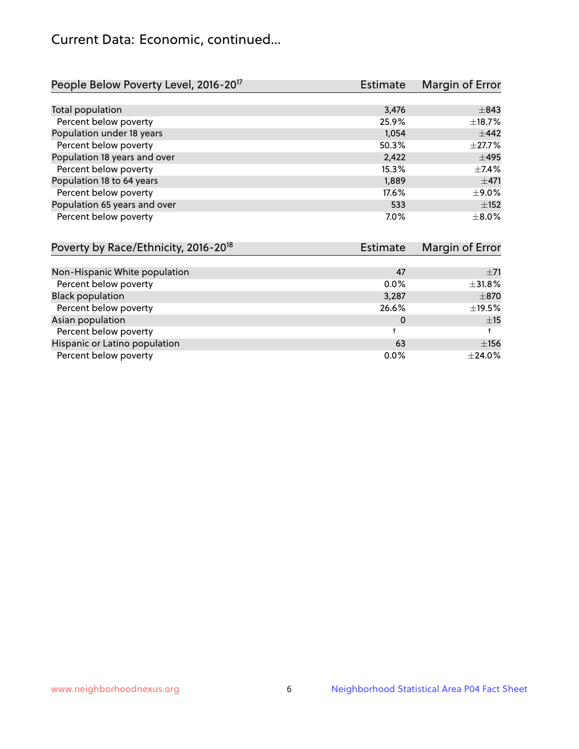# Current Data: Economic, continued...

| People Below Poverty Level, 2016-20[17] | Estimate | Margin of Error |
|---|---|---|
| Total population | 3,476 | ±843 |
| Percent below poverty | 25.9% | ±18.7% |
| Population under 18 years | 1,054 | ±442 |
| Percent below poverty | 50.3% | ±27.7% |
| Population 18 years and over | 2,422 | ±495 |
| Percent below poverty | 15.3% | ±7.4% |
| Population 18 to 64 years | 1,889 | ±471 |
| Percent below poverty | 17.6% | ±9.0% |
| Population 65 years and over | 533 | ±152 |
| Percent below poverty | 7.0% | ±8.0% |

| Poverty by Race/Ethnicity, 2016-20[18] | Estimate | Margin of Error |
|---|---|---|
| Non-Hispanic White population | 47 | ±71 |
| Percent below poverty | 0.0% | ±31.8% |
| Black population | 3,287 | ±870 |
| Percent below poverty | 26.6% | ±19.5% |
| Asian population | 0 | ±15 |
| Percent below poverty | † | † |
| Hispanic or Latino population | 63 | ±156 |
| Percent below poverty | 0.0% | ±24.0% |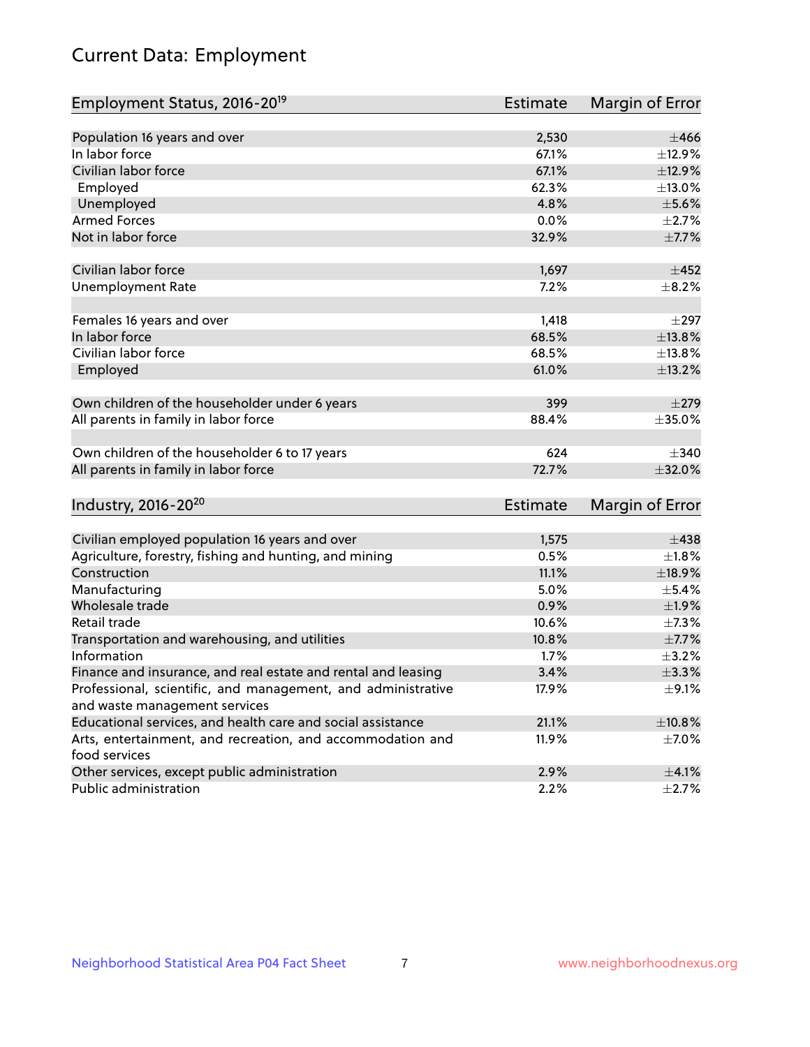# Current Data: Employment

| Employment Status, 2016-20[19] | Estimate | Margin of Error |
|---|---|---|
| Population 16 years and over | 2,530 | ±466 |
| In labor force | 67.1% | ±12.9% |
| Civilian labor force | 67.1% | ±12.9% |
| Employed | 62.3% | ±13.0% |
| Unemployed | 4.8% | ±5.6% |
| Armed Forces | 0.0% | ±2.7% |
| Not in labor force | 32.9% | ±7.7% |
| | | |
| Civilian labor force | 1,697 | ±452 |
| Unemployment Rate | 7.2% | ±8.2% |
| | | |
| Females 16 years and over | 1,418 | ±297 |
| In labor force | 68.5% | ±13.8% |
| Civilian labor force | 68.5% | ±13.8% |
| Employed | 61.0% | ±13.2% |
| | | |
| Own children of the householder under 6 years | 399 | ±279 |
| All parents in family in labor force | 88.4% | ±35.0% |
| | | |
| Own children of the householder 6 to 17 years | 624 | ±340 |
| All parents in family in labor force | 72.7% | ±32.0% |

| Industry, 2016-20[20] | Estimate | Margin of Error |
|---|---|---|
| Civilian employed population 16 years and over | 1,575 | ±438 |
| Agriculture, forestry, fishing and hunting, and mining | 0.5% | ±1.8% |
| Construction | 11.1% | ±18.9% |
| Manufacturing | 5.0% | ±5.4% |
| Wholesale trade | 0.9% | ±1.9% |
| Retail trade | 10.6% | ±7.3% |
| Transportation and warehousing, and utilities | 10.8% | ±7.7% |
| Information | 1.7% | ±3.2% |
| Finance and insurance, and real estate and rental and leasing | 3.4% | ±3.3% |
| Professional, scientific, and management, and administrative and waste management services | 17.9% | ±9.1% |
| Educational services, and health care and social assistance | 21.1% | ±10.8% |
| Arts, entertainment, and recreation, and accommodation and food services | 11.9% | ±7.0% |
| Other services, except public administration | 2.9% | ±4.1% |
| Public administration | 2.2% | ±2.7% |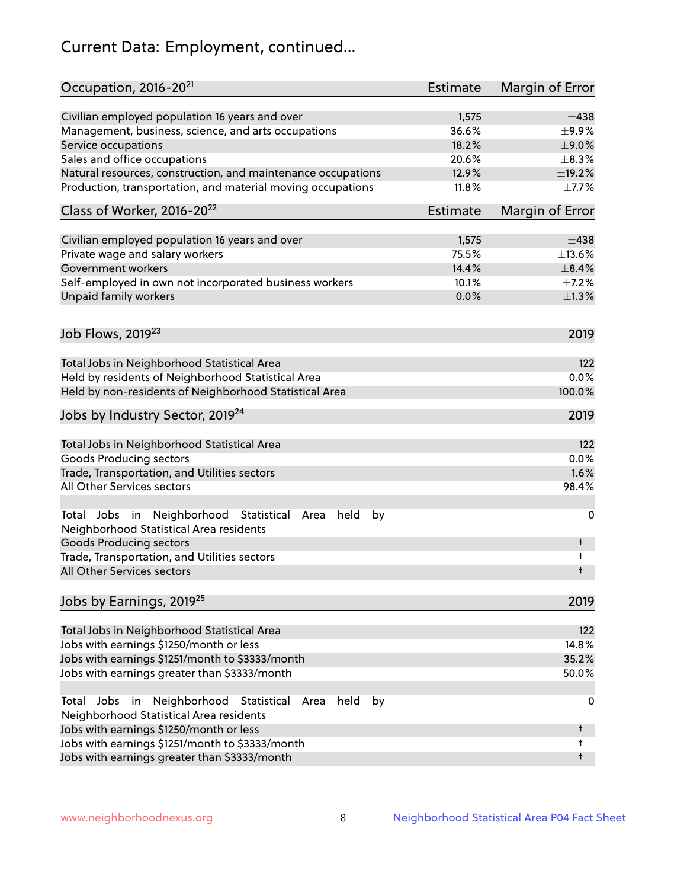# Current Data: Employment, continued...

| Occupation, 2016-20[21] | Estimate | Margin of Error |
|---|---|---|
| Civilian employed population 16 years and over | 1,575 | ±438 |
| Management, business, science, and arts occupations | 36.6% | ±9.9% |
| Service occupations | 18.2% | ±9.0% |
| Sales and office occupations | 20.6% | ±8.3% |
| Natural resources, construction, and maintenance occupations | 12.9% | ±19.2% |
| Production, transportation, and material moving occupations | 11.8% | ±7.7% |

| Class of Worker, 2016-20[22] | Estimate | Margin of Error |
|---|---|---|
| Civilian employed population 16 years and over | 1,575 | ±438 |
| Private wage and salary workers | 75.5% | ±13.6% |
| Government workers | 14.4% | ±8.4% |
| Self-employed in own not incorporated business workers | 10.1% | ±7.2% |
| Unpaid family workers | 0.0% | ±1.3% |

| Job Flows, 2019[23] | 2019 |
|---|---|
| Total Jobs in Neighborhood Statistical Area | 122 |
| Held by residents of Neighborhood Statistical Area | 0.0% |
| Held by non-residents of Neighborhood Statistical Area | 100.0% |

| Jobs by Industry Sector, 2019[24] | 2019 |
|---|---|
| Total Jobs in Neighborhood Statistical Area | 122 |
| Goods Producing sectors | 0.0% |
| Trade, Transportation, and Utilities sectors | 1.6% |
| All Other Services sectors | 98.4% |
| | |
| Total Jobs in Neighborhood Statistical Area held by Neighborhood Statistical Area residents | 0 |
| Goods Producing sectors | † |
| Trade, Transportation, and Utilities sectors | † |
| All Other Services sectors | † |

| Jobs by Earnings, 2019[25] | 2019 |
|---|---|
| Total Jobs in Neighborhood Statistical Area | 122 |
| Jobs with earnings $1250/month or less | 14.8% |
| Jobs with earnings $1251/month to $3333/month | 35.2% |
| Jobs with earnings greater than $3333/month | 50.0% |
| | |
| Total Jobs in Neighborhood Statistical Area held by Neighborhood Statistical Area residents | 0 |
| Jobs with earnings $1250/month or less | † |
| Jobs with earnings $1251/month to $3333/month | † |
| Jobs with earnings greater than $3333/month | † |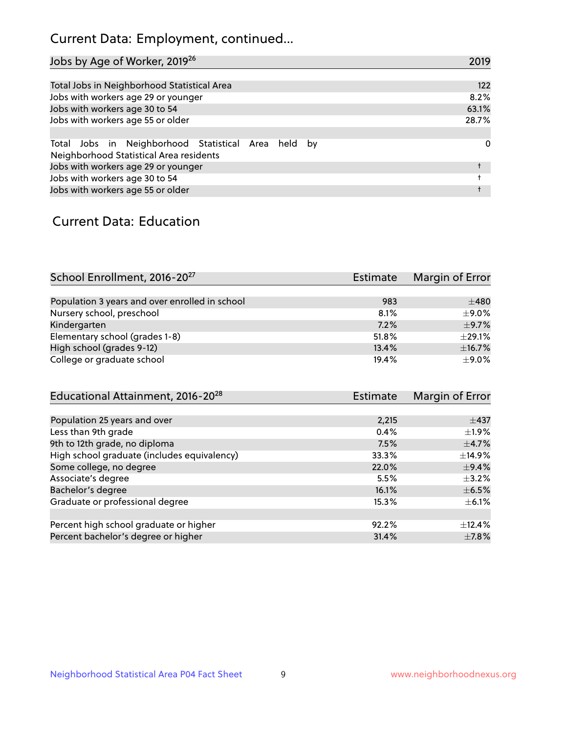## Current Data: Employment, continued...

| Jobs by Age of Worker, 2019[26] | 2019 |
|---|---|
| Total Jobs in Neighborhood Statistical Area | 122 |
| Jobs with workers age 29 or younger | 8.2% |
| Jobs with workers age 30 to 54 | 63.1% |
| Jobs with workers age 55 or older | 28.7% |
| | |
| Total Jobs in Neighborhood Statistical Area held by Neighborhood Statistical Area residents | 0 |
| Jobs with workers age 29 or younger | † |
| Jobs with workers age 30 to 54 | † |
| Jobs with workers age 55 or older | † |

## Current Data: Education

| School Enrollment, 2016-20[27] | Estimate | Margin of Error |
|---|---|---|
| Population 3 years and over enrolled in school | 983 | ±480 |
| Nursery school, preschool | 8.1% | ±9.0% |
| Kindergarten | 7.2% | ±9.7% |
| Elementary school (grades 1-8) | 51.8% | ±29.1% |
| High school (grades 9-12) | 13.4% | ±16.7% |
| College or graduate school | 19.4% | ±9.0% |

| Educational Attainment, 2016-20[28] | Estimate | Margin of Error |
|---|---|---|
| Population 25 years and over | 2,215 | ±437 |
| Less than 9th grade | 0.4% | ±1.9% |
| 9th to 12th grade, no diploma | 7.5% | ±4.7% |
| High school graduate (includes equivalency) | 33.3% | ±14.9% |
| Some college, no degree | 22.0% | ±9.4% |
| Associate's degree | 5.5% | ±3.2% |
| Bachelor's degree | 16.1% | ±6.5% |
| Graduate or professional degree | 15.3% | ±6.1% |
| | | |
| Percent high school graduate or higher | 92.2% | ±12.4% |
| Percent bachelor's degree or higher | 31.4% | ±7.8% |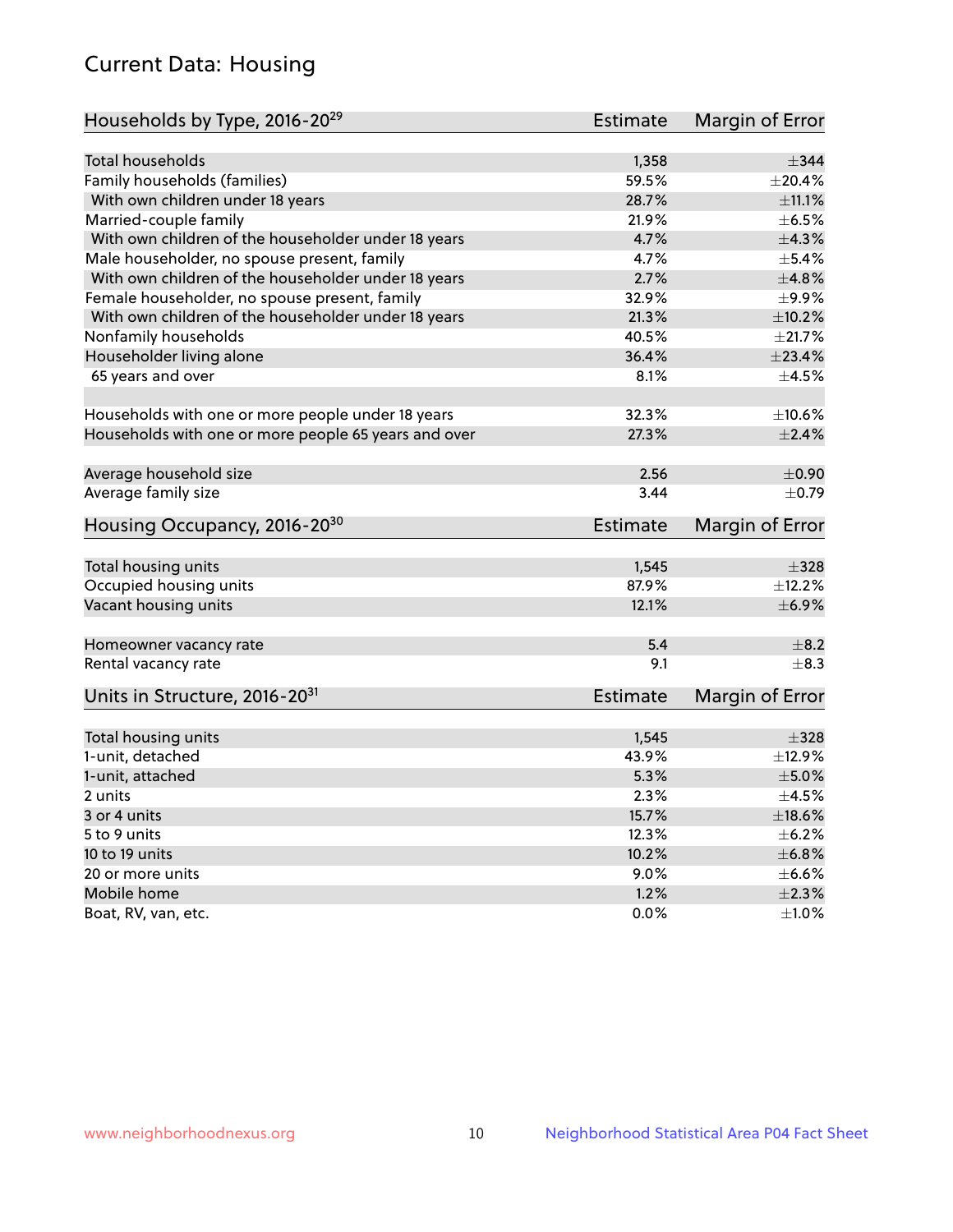## Current Data: Housing

| Households by Type, 2016-20[29] | Estimate | Margin of Error |
|---|---|---|
| Total households | 1,358 | ±344 |
| Family households (families) | 59.5% | ±20.4% |
| With own children under 18 years | 28.7% | ±11.1% |
| Married-couple family | 21.9% | ±6.5% |
| With own children of the householder under 18 years | 4.7% | ±4.3% |
| Male householder, no spouse present, family | 4.7% | ±5.4% |
| With own children of the householder under 18 years | 2.7% | ±4.8% |
| Female householder, no spouse present, family | 32.9% | ±9.9% |
| With own children of the householder under 18 years | 21.3% | ±10.2% |
| Nonfamily households | 40.5% | ±21.7% |
| Householder living alone | 36.4% | ±23.4% |
| 65 years and over | 8.1% | ±4.5% |
| Households with one or more people under 18 years | 32.3% | ±10.6% |
| Households with one or more people 65 years and over | 27.3% | ±2.4% |
| Average household size | 2.56 | ±0.90 |
| Average family size | 3.44 | ±0.79 |

| Housing Occupancy, 2016-20[30] | Estimate | Margin of Error |
|---|---|---|
| Total housing units | 1,545 | ±328 |
| Occupied housing units | 87.9% | ±12.2% |
| Vacant housing units | 12.1% | ±6.9% |
| Homeowner vacancy rate | 5.4 | ±8.2 |
| Rental vacancy rate | 9.1 | ±8.3 |

| Units in Structure, 2016-20[31] | Estimate | Margin of Error |
|---|---|---|
| Total housing units | 1,545 | ±328 |
| 1-unit, detached | 43.9% | ±12.9% |
| 1-unit, attached | 5.3% | ±5.0% |
| 2 units | 2.3% | ±4.5% |
| 3 or 4 units | 15.7% | ±18.6% |
| 5 to 9 units | 12.3% | ±6.2% |
| 10 to 19 units | 10.2% | ±6.8% |
| 20 or more units | 9.0% | ±6.6% |
| Mobile home | 1.2% | ±2.3% |
| Boat, RV, van, etc. | 0.0% | ±1.0% |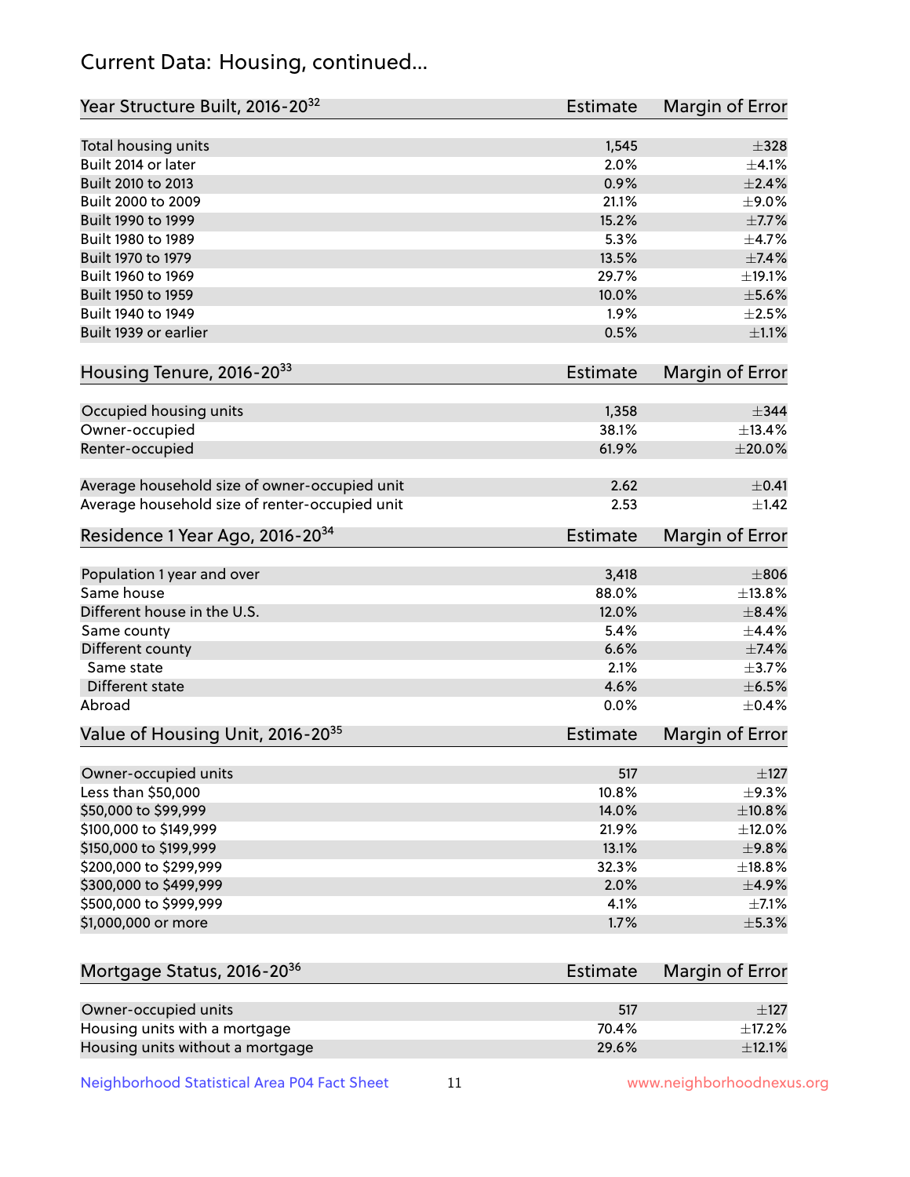## Current Data: Housing, continued...

| Year Structure Built, 2016-20[32] | Estimate | Margin of Error |
|---|---|---|
| Total housing units | 1,545 | ±328 |
| Built 2014 or later | 2.0% | ±4.1% |
| Built 2010 to 2013 | 0.9% | ±2.4% |
| Built 2000 to 2009 | 21.1% | ±9.0% |
| Built 1990 to 1999 | 15.2% | ±7.7% |
| Built 1980 to 1989 | 5.3% | ±4.7% |
| Built 1970 to 1979 | 13.5% | ±7.4% |
| Built 1960 to 1969 | 29.7% | ±19.1% |
| Built 1950 to 1959 | 10.0% | ±5.6% |
| Built 1940 to 1949 | 1.9% | ±2.5% |
| Built 1939 or earlier | 0.5% | ±1.1% |

| Housing Tenure, 2016-20[33] | Estimate | Margin of Error |
|---|---|---|
| Occupied housing units | 1,358 | ±344 |
| Owner-occupied | 38.1% | ±13.4% |
| Renter-occupied | 61.9% | ±20.0% |
| Average household size of owner-occupied unit | 2.62 | ±0.41 |
| Average household size of renter-occupied unit | 2.53 | ±1.42 |

| Residence 1 Year Ago, 2016-20[34] | Estimate | Margin of Error |
|---|---|---|
| Population 1 year and over | 3,418 | ±806 |
| Same house | 88.0% | ±13.8% |
| Different house in the U.S. | 12.0% | ±8.4% |
| Same county | 5.4% | ±4.4% |
| Different county | 6.6% | ±7.4% |
| Same state | 2.1% | ±3.7% |
| Different state | 4.6% | ±6.5% |
| Abroad | 0.0% | ±0.4% |

| Value of Housing Unit, 2016-20[35] | Estimate | Margin of Error |
|---|---|---|
| Owner-occupied units | 517 | ±127 |
| Less than $50,000 | 10.8% | ±9.3% |
| $50,000 to $99,999 | 14.0% | ±10.8% |
| $100,000 to $149,999 | 21.9% | ±12.0% |
| $150,000 to $199,999 | 13.1% | ±9.8% |
| $200,000 to $299,999 | 32.3% | ±18.8% |
| $300,000 to $499,999 | 2.0% | ±4.9% |
| $500,000 to $999,999 | 4.1% | ±7.1% |
| $1,000,000 or more | 1.7% | ±5.3% |

| Mortgage Status, 2016-20[36] | Estimate | Margin of Error |
|---|---|---|
| Owner-occupied units | 517 | ±127 |
| Housing units with a mortgage | 70.4% | ±17.2% |
| Housing units without a mortgage | 29.6% | ±12.1% |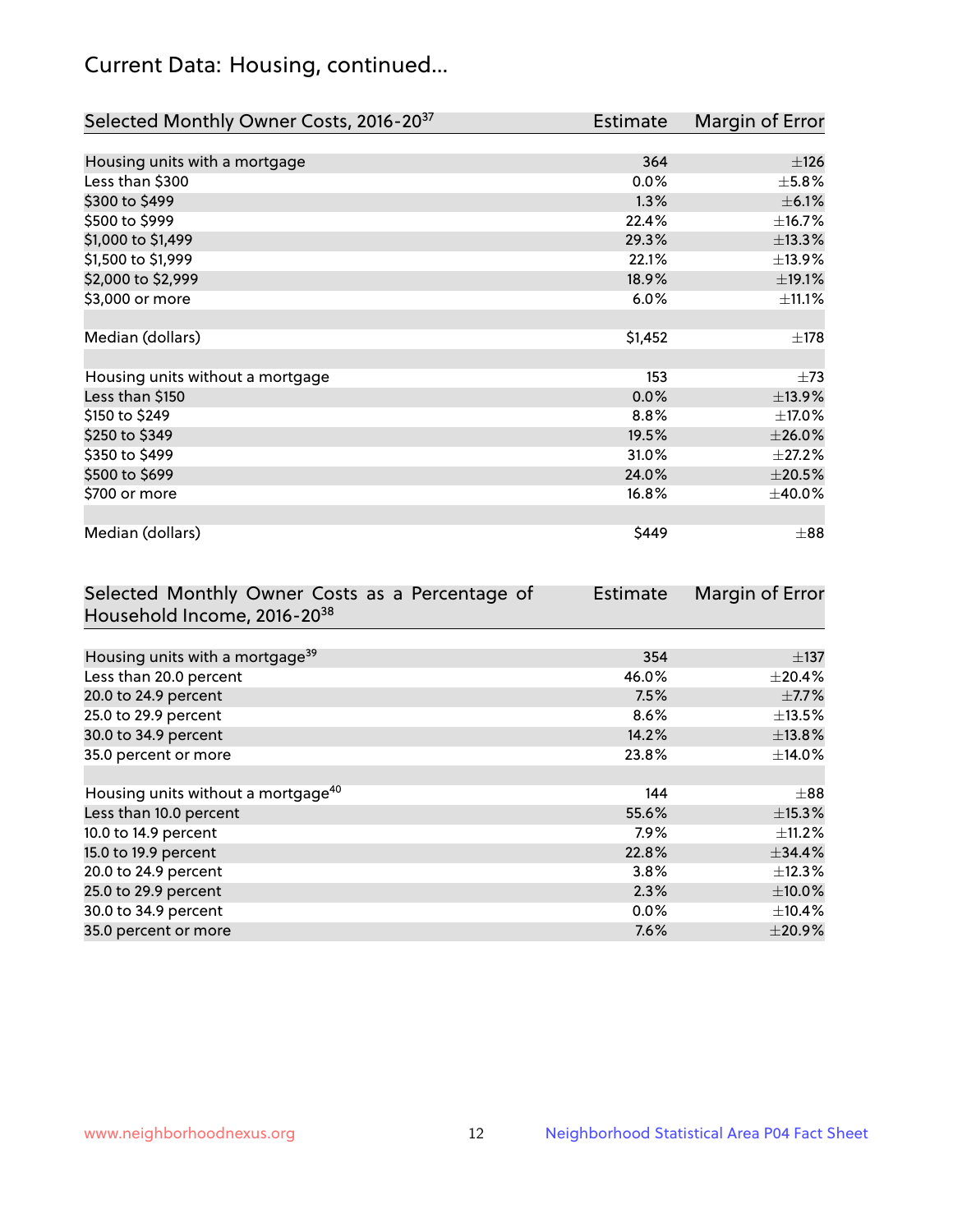## Current Data: Housing, continued...

| Selected Monthly Owner Costs, 2016-20[37] | Estimate | Margin of Error |
|---|---|---|
| Housing units with a mortgage | 364 | ±126 |
| Less than \$300 | 0.0% | ±5.8% |
| \$300 to \$499 | 1.3% | ±6.1% |
| \$500 to \$999 | 22.4% | ±16.7% |
| \$1,000 to \$1,499 | 29.3% | ±13.3% |
| \$1,500 to \$1,999 | 22.1% | ±13.9% |
| \$2,000 to \$2,999 | 18.9% | ±19.1% |
| \$3,000 or more | 6.0% | ±11.1% |
| | | |
| Median (dollars) | \$1,452 | ±178 |
| | | |
| Housing units without a mortgage | 153 | ±73 |
| Less than \$150 | 0.0% | ±13.9% |
| \$150 to \$249 | 8.8% | ±17.0% |
| \$250 to \$349 | 19.5% | ±26.0% |
| \$350 to \$499 | 31.0% | ±27.2% |
| \$500 to \$699 | 24.0% | ±20.5% |
| \$700 or more | 16.8% | ±40.0% |
| | | |
| Median (dollars) | \$449 | ±88 |

| Selected Monthly Owner Costs as a Percentage of Household Income, 2016-20[38] | Estimate | Margin of Error |
|---|---|---|
| Housing units with a mortgage[39] | 354 | ±137 |
| Less than 20.0 percent | 46.0% | ±20.4% |
| 20.0 to 24.9 percent | 7.5% | ±7.7% |
| 25.0 to 29.9 percent | 8.6% | ±13.5% |
| 30.0 to 34.9 percent | 14.2% | ±13.8% |
| 35.0 percent or more | 23.8% | ±14.0% |
| | | |
| Housing units without a mortgage[40] | 144 | ±88 |
| Less than 10.0 percent | 55.6% | ±15.3% |
| 10.0 to 14.9 percent | 7.9% | ±11.2% |
| 15.0 to 19.9 percent | 22.8% | ±34.4% |
| 20.0 to 24.9 percent | 3.8% | ±12.3% |
| 25.0 to 29.9 percent | 2.3% | ±10.0% |
| 30.0 to 34.9 percent | 0.0% | ±10.4% |
| 35.0 percent or more | 7.6% | ±20.9% |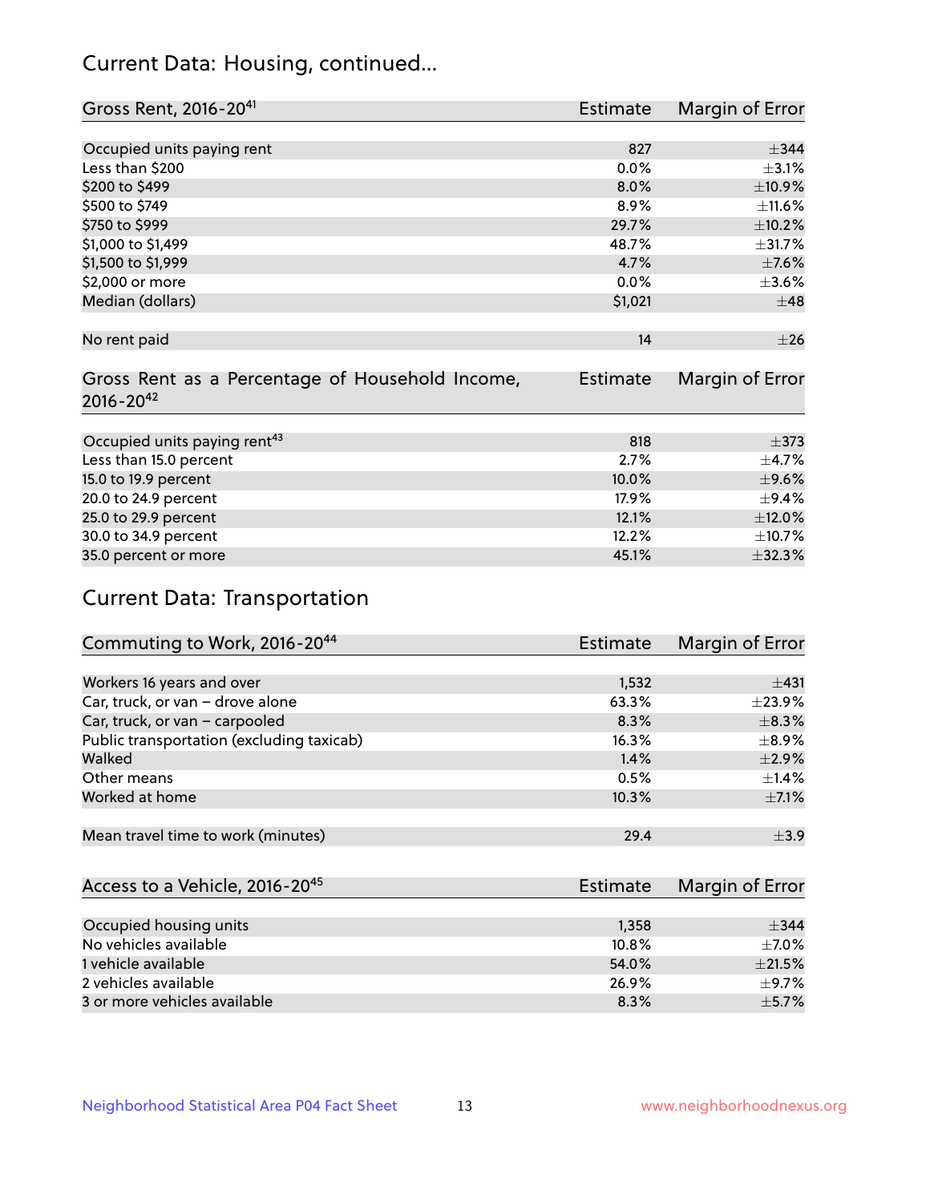## Current Data: Housing, continued...

| Gross Rent, 2016-20[41] | Estimate | Margin of Error |
|---|---|---|
| Occupied units paying rent | 827 | ±344 |
| Less than \$200 | 0.0% | ±3.1% |
| \$200 to \$499 | 8.0% | ±10.9% |
| \$500 to \$749 | 8.9% | ±11.6% |
| \$750 to \$999 | 29.7% | ±10.2% |
| \$1,000 to \$1,499 | 48.7% | ±31.7% |
| \$1,500 to \$1,999 | 4.7% | ±7.6% |
| \$2,000 or more | 0.0% | ±3.6% |
| Median (dollars) | \$1,021 | ±48 |
| No rent paid | 14 | ±26 |

| Gross Rent as a Percentage of Household Income, 2016-20[42] | Estimate | Margin of Error |
|---|---|---|
| Occupied units paying rent[43] | 818 | ±373 |
| Less than 15.0 percent | 2.7% | ±4.7% |
| 15.0 to 19.9 percent | 10.0% | ±9.6% |
| 20.0 to 24.9 percent | 17.9% | ±9.4% |
| 25.0 to 29.9 percent | 12.1% | ±12.0% |
| 30.0 to 34.9 percent | 12.2% | ±10.7% |
| 35.0 percent or more | 45.1% | ±32.3% |

## Current Data: Transportation

| Commuting to Work, 2016-20[44] | Estimate | Margin of Error |
|---|---|---|
| Workers 16 years and over | 1,532 | ±431 |
| Car, truck, or van – drove alone | 63.3% | ±23.9% |
| Car, truck, or van – carpooled | 8.3% | ±8.3% |
| Public transportation (excluding taxicab) | 16.3% | ±8.9% |
| Walked | 1.4% | ±2.9% |
| Other means | 0.5% | ±1.4% |
| Worked at home | 10.3% | ±7.1% |
| Mean travel time to work (minutes) | 29.4 | ±3.9 |

| Access to a Vehicle, 2016-20[45] | Estimate | Margin of Error |
|---|---|---|
| Occupied housing units | 1,358 | ±344 |
| No vehicles available | 10.8% | ±7.0% |
| 1 vehicle available | 54.0% | ±21.5% |
| 2 vehicles available | 26.9% | ±9.7% |
| 3 or more vehicles available | 8.3% | ±5.7% |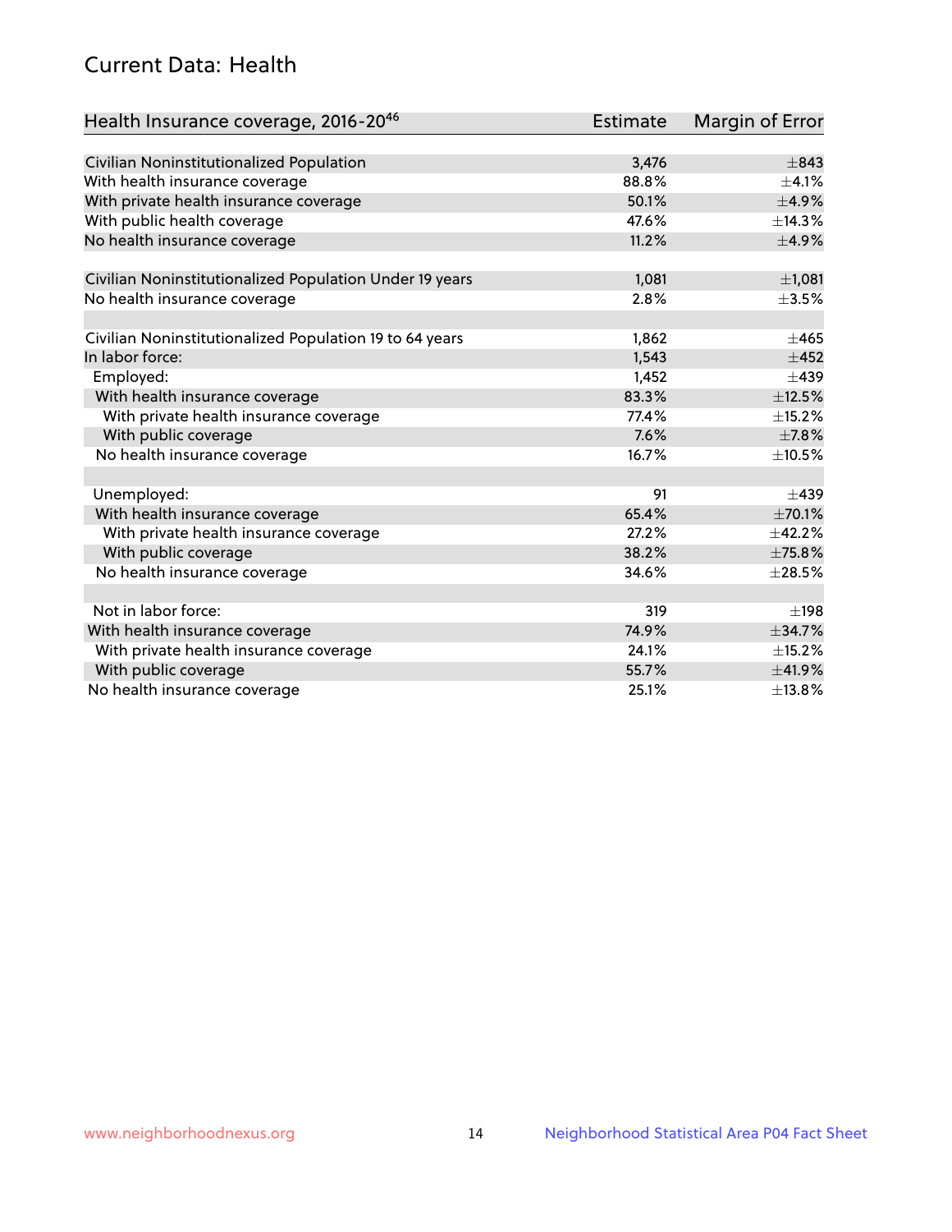## Current Data: Health

| Health Insurance coverage, 2016-20[46] | Estimate | Margin of Error |
|---|---|---|
| Civilian Noninstitutionalized Population | 3,476 | ±843 |
| With health insurance coverage | 88.8% | ±4.1% |
| With private health insurance coverage | 50.1% | ±4.9% |
| With public health coverage | 47.6% | ±14.3% |
| No health insurance coverage | 11.2% | ±4.9% |
| | | |
| Civilian Noninstitutionalized Population Under 19 years | 1,081 | ±1,081 |
| No health insurance coverage | 2.8% | ±3.5% |
| | | |
| Civilian Noninstitutionalized Population 19 to 64 years | 1,862 | ±465 |
| In labor force: | 1,543 | ±452 |
| Employed: | 1,452 | ±439 |
| With health insurance coverage | 83.3% | ±12.5% |
| With private health insurance coverage | 77.4% | ±15.2% |
| With public coverage | 7.6% | ±7.8% |
| No health insurance coverage | 16.7% | ±10.5% |
| | | |
| Unemployed: | 91 | ±439 |
| With health insurance coverage | 65.4% | ±70.1% |
| With private health insurance coverage | 27.2% | ±42.2% |
| With public coverage | 38.2% | ±75.8% |
| No health insurance coverage | 34.6% | ±28.5% |
| | | |
| Not in labor force: | 319 | ±198 |
| With health insurance coverage | 74.9% | ±34.7% |
| With private health insurance coverage | 24.1% | ±15.2% |
| With public coverage | 55.7% | ±41.9% |
| No health insurance coverage | 25.1% | ±13.8% |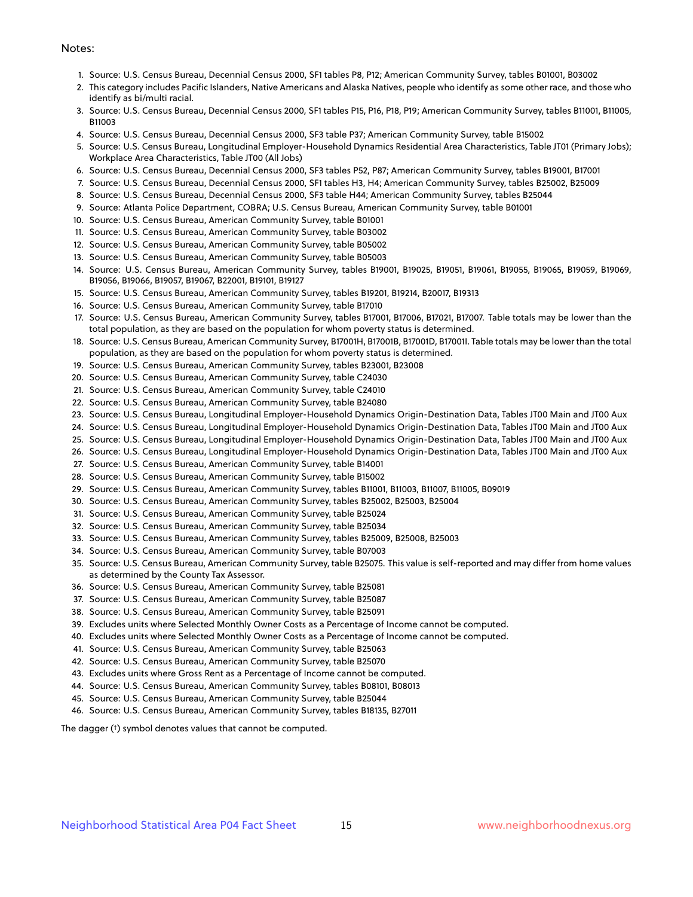Notes:

1. Source: U.S. Census Bureau, Decennial Census 2000, SF1 tables P8, P12; American Community Survey, tables B01001, B03002
2. This category includes Pacific Islanders, Native Americans and Alaska Natives, people who identify as some other race, and those who identify as bi/multi racial.
3. Source: U.S. Census Bureau, Decennial Census 2000, SF1 tables P15, P16, P18, P19; American Community Survey, tables B11001, B11005, B11003
4. Source: U.S. Census Bureau, Decennial Census 2000, SF3 table P37; American Community Survey, table B15002
5. Source: U.S. Census Bureau, Longitudinal Employer-Household Dynamics Residential Area Characteristics, Table JT01 (Primary Jobs); Workplace Area Characteristics, Table JT00 (All Jobs)
6. Source: U.S. Census Bureau, Decennial Census 2000, SF3 tables P52, P87; American Community Survey, tables B19001, B17001
7. Source: U.S. Census Bureau, Decennial Census 2000, SF1 tables H3, H4; American Community Survey, tables B25002, B25009
8. Source: U.S. Census Bureau, Decennial Census 2000, SF3 table H44; American Community Survey, tables B25044
9. Source: Atlanta Police Department, COBRA; U.S. Census Bureau, American Community Survey, table B01001
10. Source: U.S. Census Bureau, American Community Survey, table B01001
11. Source: U.S. Census Bureau, American Community Survey, table B03002
12. Source: U.S. Census Bureau, American Community Survey, table B05002
13. Source: U.S. Census Bureau, American Community Survey, table B05003
14. Source: U.S. Census Bureau, American Community Survey, tables B19001, B19025, B19051, B19061, B19055, B19065, B19059, B19069, B19056, B19066, B19057, B19067, B22001, B19101, B19127
15. Source: U.S. Census Bureau, American Community Survey, tables B19201, B19214, B20017, B19313
16. Source: U.S. Census Bureau, American Community Survey, table B17010
17. Source: U.S. Census Bureau, American Community Survey, tables B17001, B17006, B17021, B17007. Table totals may be lower than the total population, as they are based on the population for whom poverty status is determined.
18. Source: U.S. Census Bureau, American Community Survey, B17001H, B17001B, B17001D, B17001I. Table totals may be lower than the total population, as they are based on the population for whom poverty status is determined.
19. Source: U.S. Census Bureau, American Community Survey, tables B23001, B23008
20. Source: U.S. Census Bureau, American Community Survey, table C24030
21. Source: U.S. Census Bureau, American Community Survey, table C24010
22. Source: U.S. Census Bureau, American Community Survey, table B24080
23. Source: U.S. Census Bureau, Longitudinal Employer-Household Dynamics Origin-Destination Data, Tables JT00 Main and JT00 Aux
24. Source: U.S. Census Bureau, Longitudinal Employer-Household Dynamics Origin-Destination Data, Tables JT00 Main and JT00 Aux
25. Source: U.S. Census Bureau, Longitudinal Employer-Household Dynamics Origin-Destination Data, Tables JT00 Main and JT00 Aux
26. Source: U.S. Census Bureau, Longitudinal Employer-Household Dynamics Origin-Destination Data, Tables JT00 Main and JT00 Aux
27. Source: U.S. Census Bureau, American Community Survey, table B14001
28. Source: U.S. Census Bureau, American Community Survey, table B15002
29. Source: U.S. Census Bureau, American Community Survey, tables B11001, B11003, B11007, B11005, B09019
30. Source: U.S. Census Bureau, American Community Survey, tables B25002, B25003, B25004
31. Source: U.S. Census Bureau, American Community Survey, table B25024
32. Source: U.S. Census Bureau, American Community Survey, table B25034
33. Source: U.S. Census Bureau, American Community Survey, tables B25009, B25008, B25003
34. Source: U.S. Census Bureau, American Community Survey, table B07003
35. Source: U.S. Census Bureau, American Community Survey, table B25075. This value is self-reported and may differ from home values as determined by the County Tax Assessor.
36. Source: U.S. Census Bureau, American Community Survey, table B25081
37. Source: U.S. Census Bureau, American Community Survey, table B25087
38. Source: U.S. Census Bureau, American Community Survey, table B25091
39. Excludes units where Selected Monthly Owner Costs as a Percentage of Income cannot be computed.
40. Excludes units where Selected Monthly Owner Costs as a Percentage of Income cannot be computed.
41. Source: U.S. Census Bureau, American Community Survey, table B25063
42. Source: U.S. Census Bureau, American Community Survey, table B25070
43. Excludes units where Gross Rent as a Percentage of Income cannot be computed.
44. Source: U.S. Census Bureau, American Community Survey, tables B08101, B08013
45. Source: U.S. Census Bureau, American Community Survey, table B25044
46. Source: U.S. Census Bureau, American Community Survey, tables B18135, B27011

The dagger (†) symbol denotes values that cannot be computed.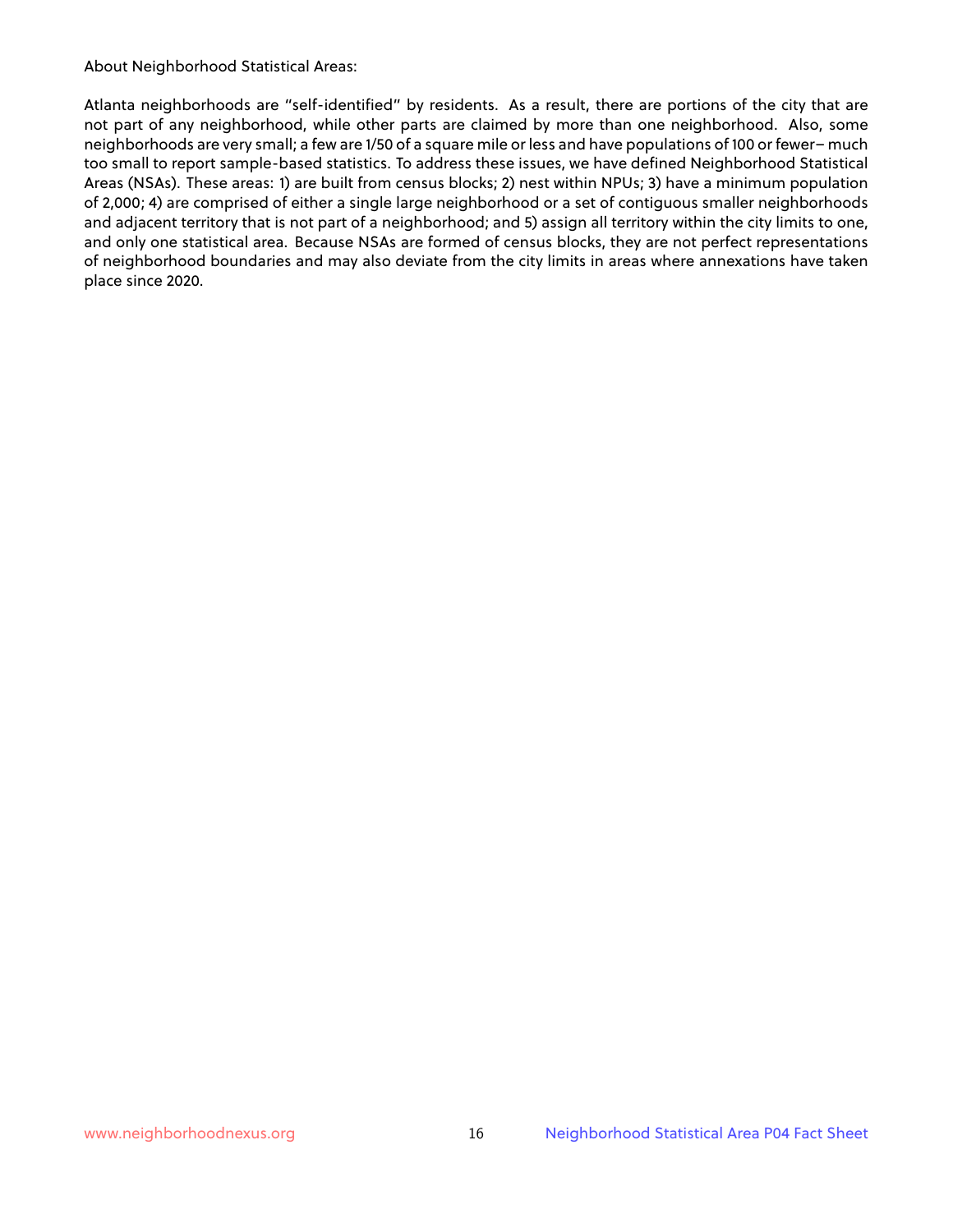About Neighborhood Statistical Areas:

Atlanta neighborhoods are "self-identified" by residents. As a result, there are portions of the city that are not part of any neighborhood, while other parts are claimed by more than one neighborhood. Also, some neighborhoods are very small; a few are 1/50 of a square mile or less and have populations of 100 or fewer– much too small to report sample-based statistics. To address these issues, we have defined Neighborhood Statistical Areas (NSAs). These areas: 1) are built from census blocks; 2) nest within NPUs; 3) have a minimum population of 2,000; 4) are comprised of either a single large neighborhood or a set of contiguous smaller neighborhoods and adjacent territory that is not part of a neighborhood; and 5) assign all territory within the city limits to one, and only one statistical area. Because NSAs are formed of census blocks, they are not perfect representations of neighborhood boundaries and may also deviate from the city limits in areas where annexations have taken place since 2020.